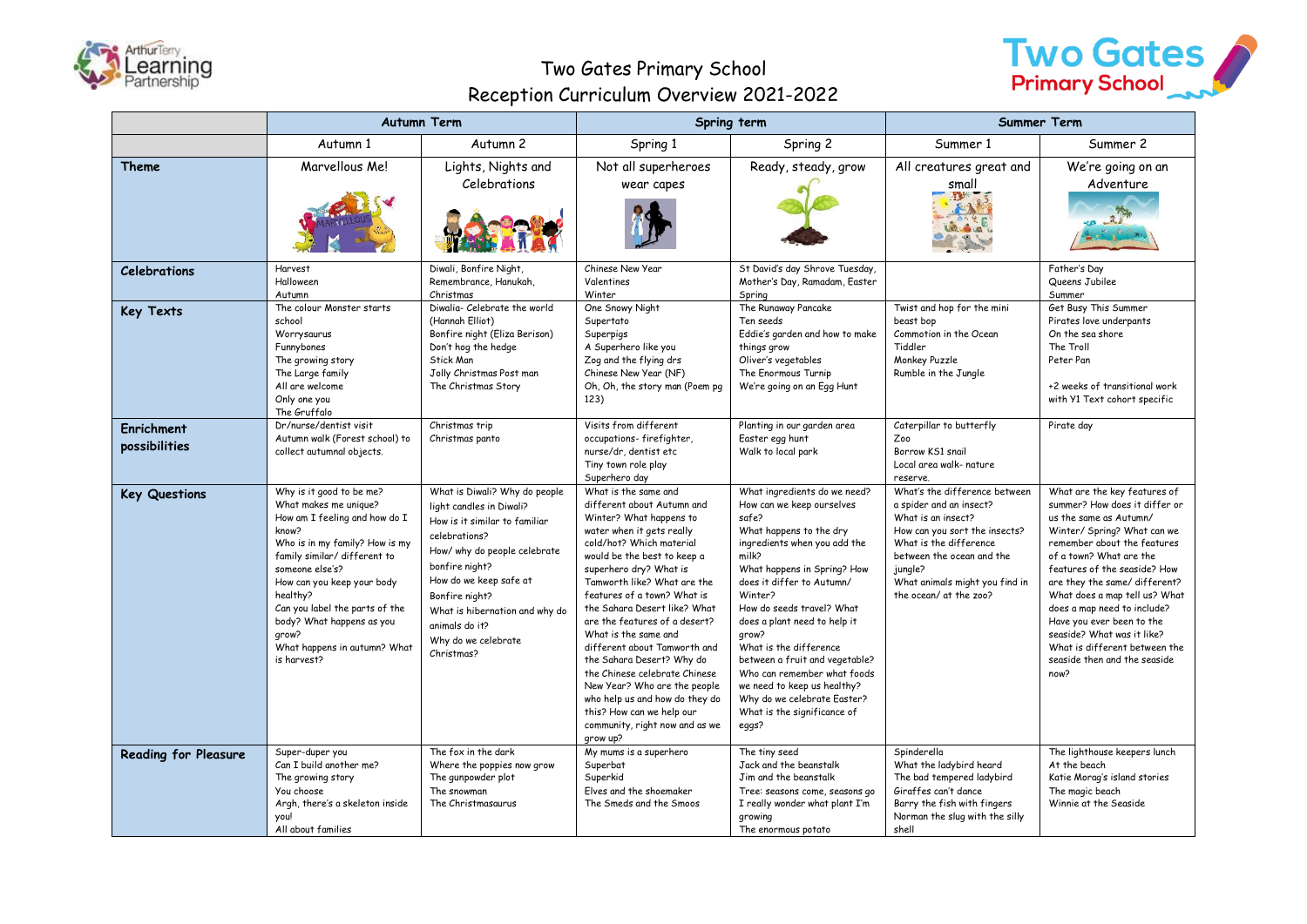# Two Gates Primary School
## Reception Curriculum Overview 2021-2022

| | Autumn Term | | Spring term | | Summer Term | |
|---|---|---|---|---|---|---|
| | Autumn 1 | Autumn 2 | Spring 1 | Spring 2 | Summer 1 | Summer 2 |
| **Theme** | Marvellous Me! | Lights, Nights and Celebrations | Not all superheroes wear capes | Ready, steady, grow | All creatures great and small | We're going on an Adventure |
| **Celebrations** | Harvest<br>Halloween<br>Autumn | Diwali, Bonfire Night, Remembrance, Hanukah, Christmas | Chinese New Year<br>Valentines<br>Winter | St David's day Shrove Tuesday, Mother's Day, Ramadam, Easter<br>Spring | | Father's Day<br>Queens Jubilee<br>Summer |
| **Key Texts** | The colour Monster starts school<br>Worrysaurus<br>Funnybones<br>The growing story<br>The Large family<br>All are welcome<br>Only one you<br>The Gruffalo | Diwalia- Celebrate the world (Hannah Elliot)<br>Bonfire night (Eliza Berison)<br>Don't hog the hedge<br>Stick Man<br>Jolly Christmas Post man<br>The Christmas Story | One Snowy Night<br>Supertato<br>Superpigs<br>A Superhero like you<br>Zog and the flying drs<br>Chinese New Year (NF)<br>Oh, Oh, the story man (Poem pg 123) | The Runaway Pancake<br>Ten seeds<br>Eddie's garden and how to make things grow<br>Oliver's vegetables<br>The Enormous Turnip<br>We're going on an Egg Hunt | Twist and hop for the mini beast bop<br>Commotion in the Ocean<br>Tiddler<br>Monkey Puzzle<br>Rumble in the Jungle | Get Busy This Summer<br>Pirates love underpants<br>On the sea shore<br>The Troll<br>Peter Pan<br><br>+2 weeks of transitional work with Y1 Text cohort specific |
| **Enrichment possibilities** | Dr/nurse/dentist visit<br>Autumn walk (Forest school) to collect autumnal objects. | Christmas trip<br>Christmas panto | Visits from different occupations- firefighter, nurse/dr, dentist etc<br>Tiny town role play<br>Superhero day | Planting in our garden area<br>Easter egg hunt<br>Walk to local park | Caterpillar to butterfly<br>Zoo<br>Borrow KS1 snail<br>Local area walk- nature reserve. | Pirate day |
| **Key Questions** | Why is it good to be me?<br>What makes me unique?<br>How am I feeling and how do I know?<br>Who is in my family? How is my family similar/ different to someone else's?<br>How can you keep your body healthy?<br>Can you label the parts of the body? What happens as you grow?<br>What happens in autumn? What is harvest? | What is Diwali? Why do people light candles in Diwali?<br>How is it similar to familiar celebrations?<br>How/ why do people celebrate bonfire night?<br>How do we keep safe at Bonfire night?<br>What is hibernation and why do animals do it?<br>Why do we celebrate Christmas? | What is the same and different about Autumn and Winter? What happens to water when it gets really cold/hot? Which material would be the best to keep a superhero dry? What is Tamworth like? What are the features of a town? What is the Sahara Desert like? What are the features of a desert? What is the same and different about Tamworth and the Sahara Desert? Why do the Chinese celebrate Chinese New Year? Who are the people who help us and how do they do this? How can we help our community, right now and as we grow up? | What ingredients do we need? How can we keep ourselves safe?<br>What happens to the dry ingredients when you add the milk?<br>What happens in Spring? How does it differ to Autumn/ Winter?<br>How do seeds travel? What does a plant need to help it grow?<br>What is the difference between a fruit and vegetable?<br>Who can remember what foods we need to keep us healthy?<br>Why do we celebrate Easter?<br>What is the significance of eggs? | What's the difference between a spider and an insect?<br>What is an insect?<br>How can you sort the insects?<br>What is the difference between the ocean and the jungle?<br>What animals might you find in the ocean/ at the zoo? | What are the key features of summer? How does it differ or us the same as Autumn/ Winter/ Spring? What can we remember about the features of a town? What are the features of the seaside? How are they the same/ different? What does a map tell us? What does a map need to include? Have you ever been to the seaside? What was it like? What is different between the seaside then and the seaside now? |
| **Reading for Pleasure** | Super-duper you<br>Can I build another me?<br>The growing story<br>You choose<br>Argh, there's a skeleton inside you!<br>All about families | The fox in the dark<br>Where the poppies now grow<br>The gunpowder plot<br>The snowman<br>The Christmasaurus | My mums is a superhero<br>Superbat<br>Superkid<br>Elves and the shoemaker<br>The Smeds and the Smoos | The tiny seed<br>Jack and the beanstalk<br>Jim and the beanstalk<br>Tree: seasons come, seasons go<br>I really wonder what plant I'm growing<br>The enormous potato | Spinderella<br>What the ladybird heard<br>The bad tempered ladybird<br>Giraffes can't dance<br>Barry the fish with fingers<br>Norman the slug with the silly shell | The lighthouse keepers lunch<br>At the beach<br>Katie Morag's island stories<br>The magic beach<br>Winnie at the Seaside |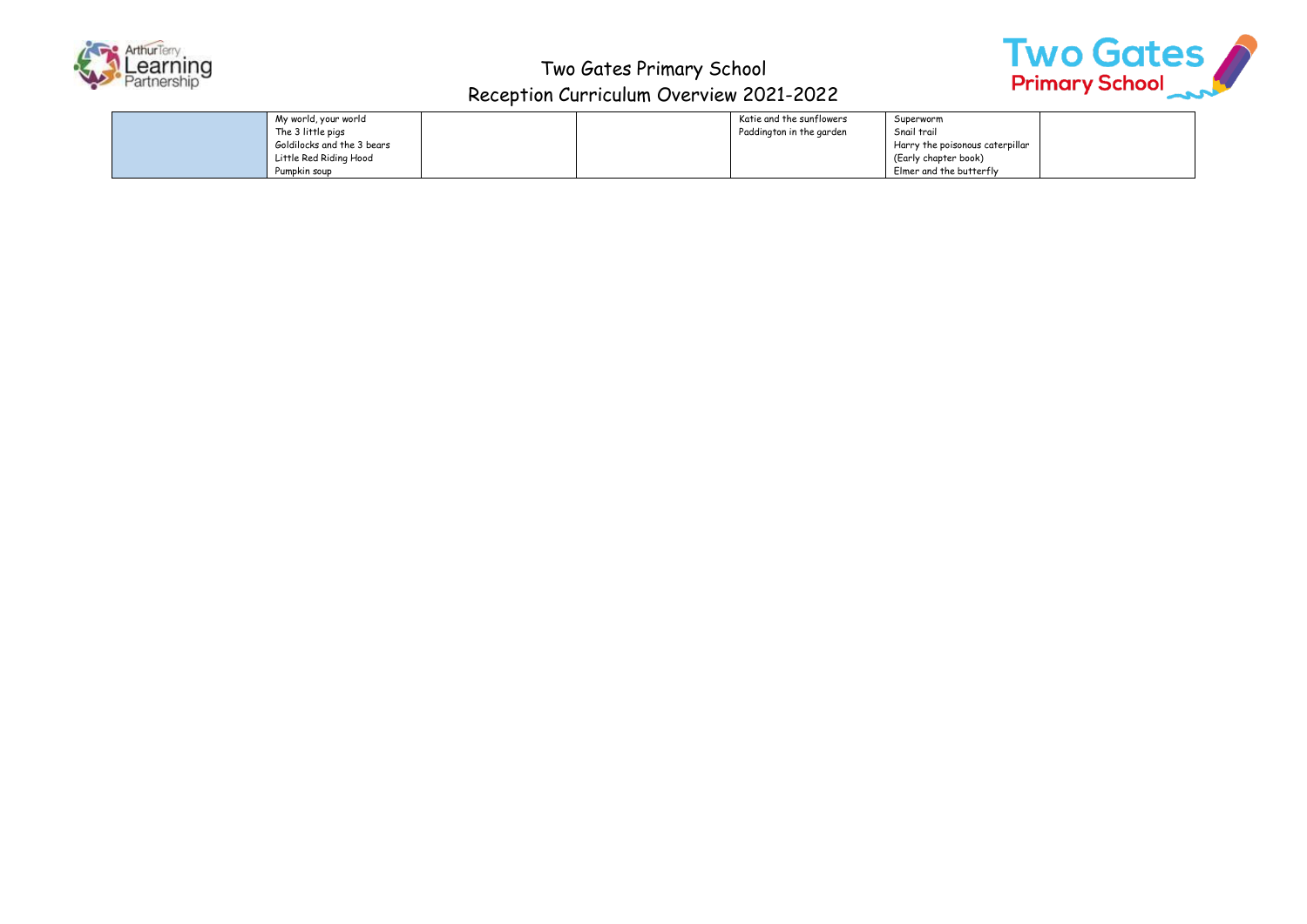# Two Gates Primary School
## Reception Curriculum Overview 2021-2022

| | | | | | | |
|---|---|---|---|---|---|---|
| | My world, your world<br>The 3 little pigs<br>Goldilocks and the 3 bears<br>Little Red Riding Hood<br>Pumpkin soup | | | Katie and the sunflowers<br>Paddington in the garden | Superworm<br>Snail trail<br>Harry the poisonous caterpillar<br>(Early chapter book)<br>Elmer and the butterfly | |